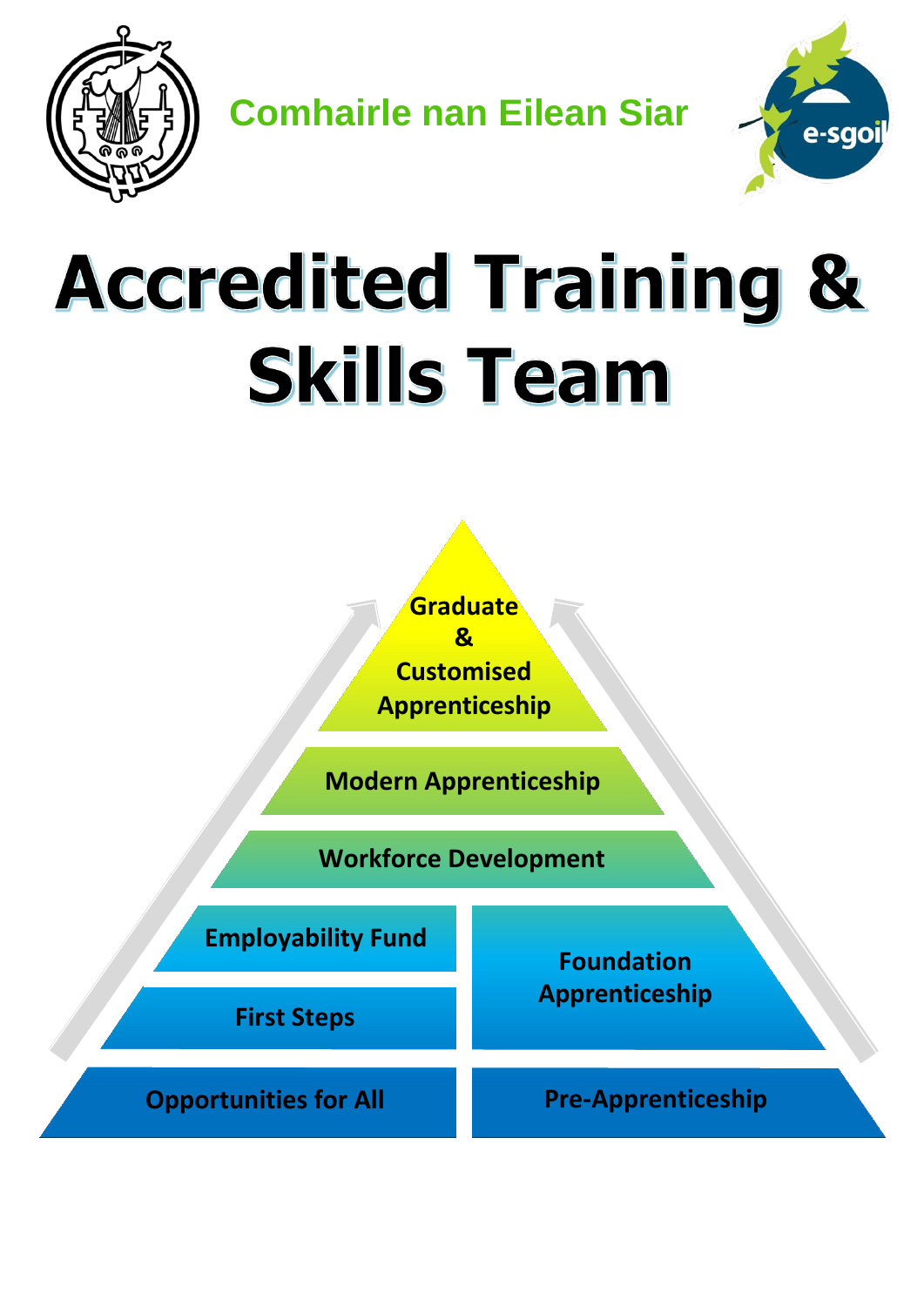Comhairle nan Eilean Siar

e-sgoil

# Accredited Training & Skills Team

Graduate & Customised Apprenticeship

Modern Apprenticeship

Workforce Development

Employability Fund

First Steps

Foundation Apprenticeship

Opportunities for All

Pre-Apprenticeship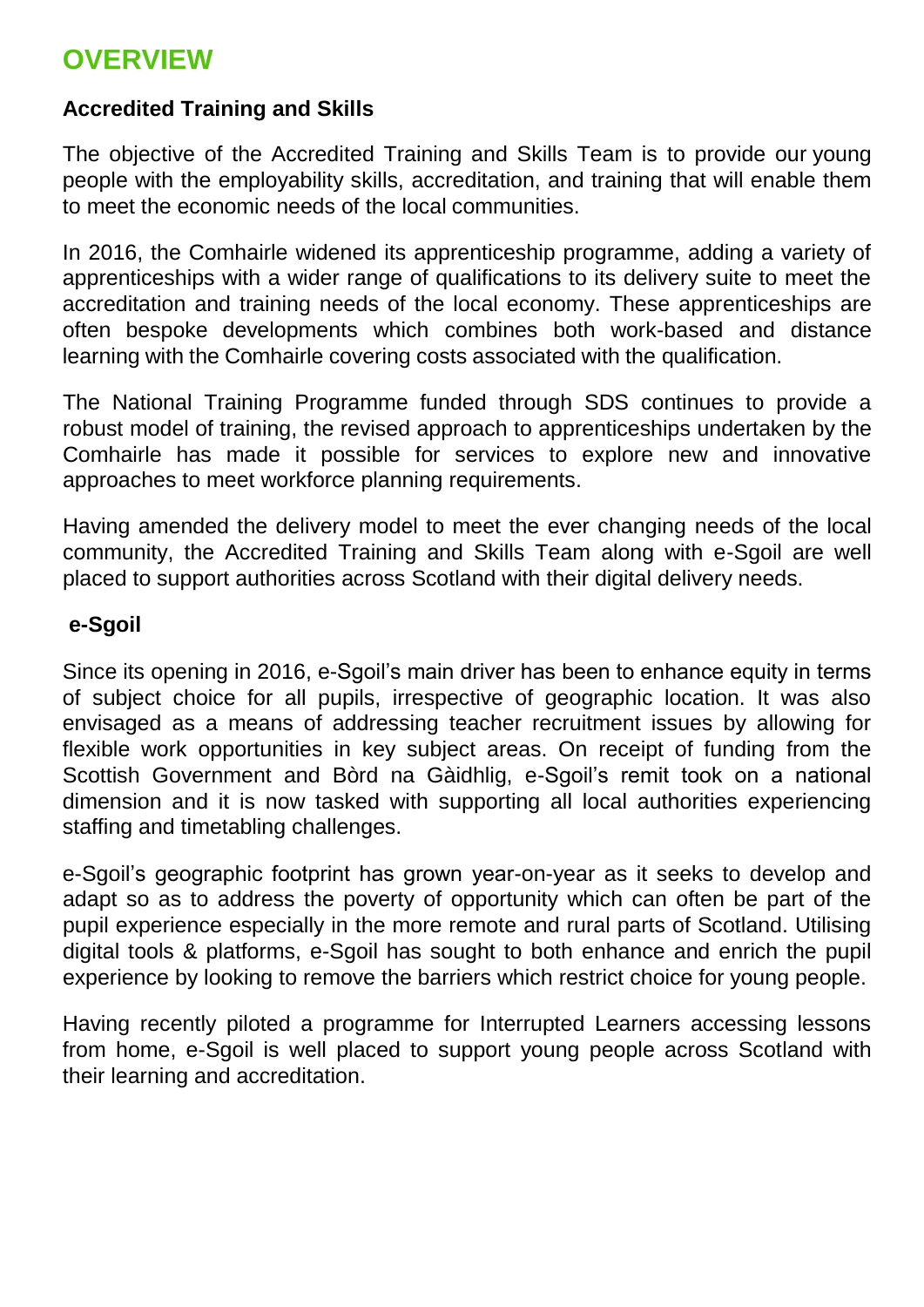# OVERVIEW

### Accredited Training and Skills

The objective of the Accredited Training and Skills Team is to provide our young people with the employability skills, accreditation, and training that will enable them to meet the economic needs of the local communities.

In 2016, the Comhairle widened its apprenticeship programme, adding a variety of apprenticeships with a wider range of qualifications to its delivery suite to meet the accreditation and training needs of the local economy. These apprenticeships are often bespoke developments which combines both work-based and distance learning with the Comhairle covering costs associated with the qualification.

The National Training Programme funded through SDS continues to provide a robust model of training, the revised approach to apprenticeships undertaken by the Comhairle has made it possible for services to explore new and innovative approaches to meet workforce planning requirements.

Having amended the delivery model to meet the ever changing needs of the local community, the Accredited Training and Skills Team along with e-Sgoil are well placed to support authorities across Scotland with their digital delivery needs.

### e-Sgoil

Since its opening in 2016, e-Sgoil's main driver has been to enhance equity in terms of subject choice for all pupils, irrespective of geographic location. It was also envisaged as a means of addressing teacher recruitment issues by allowing for flexible work opportunities in key subject areas. On receipt of funding from the Scottish Government and Bòrd na Gàidhlig, e-Sgoil's remit took on a national dimension and it is now tasked with supporting all local authorities experiencing staffing and timetabling challenges.

e-Sgoil's geographic footprint has grown year-on-year as it seeks to develop and adapt so as to address the poverty of opportunity which can often be part of the pupil experience especially in the more remote and rural parts of Scotland. Utilising digital tools & platforms, e-Sgoil has sought to both enhance and enrich the pupil experience by looking to remove the barriers which restrict choice for young people.

Having recently piloted a programme for Interrupted Learners accessing lessons from home, e-Sgoil is well placed to support young people across Scotland with their learning and accreditation.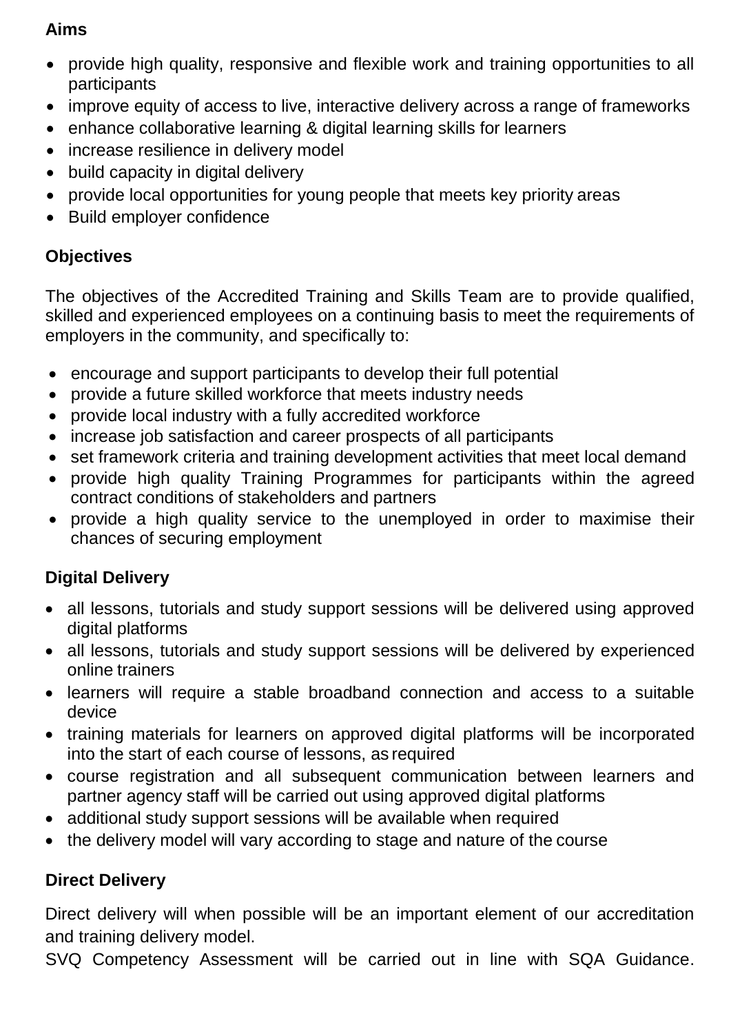**Aims**

- provide high quality, responsive and flexible work and training opportunities to all participants
- improve equity of access to live, interactive delivery across a range of frameworks
- enhance collaborative learning & digital learning skills for learners
- increase resilience in delivery model
- build capacity in digital delivery
- provide local opportunities for young people that meets key priority areas
- Build employer confidence

**Objectives**

The objectives of the Accredited Training and Skills Team are to provide qualified, skilled and experienced employees on a continuing basis to meet the requirements of employers in the community, and specifically to:

- encourage and support participants to develop their full potential
- provide a future skilled workforce that meets industry needs
- provide local industry with a fully accredited workforce
- increase job satisfaction and career prospects of all participants
- set framework criteria and training development activities that meet local demand
- provide high quality Training Programmes for participants within the agreed contract conditions of stakeholders and partners
- provide a high quality service to the unemployed in order to maximise their chances of securing employment

**Digital Delivery**

- all lessons, tutorials and study support sessions will be delivered using approved digital platforms
- all lessons, tutorials and study support sessions will be delivered by experienced online trainers
- learners will require a stable broadband connection and access to a suitable device
- training materials for learners on approved digital platforms will be incorporated into the start of each course of lessons, as required
- course registration and all subsequent communication between learners and partner agency staff will be carried out using approved digital platforms
- additional study support sessions will be available when required
- the delivery model will vary according to stage and nature of the course

**Direct Delivery**

Direct delivery will when possible will be an important element of our accreditation and training delivery model.

SVQ Competency Assessment will be carried out in line with SQA Guidance.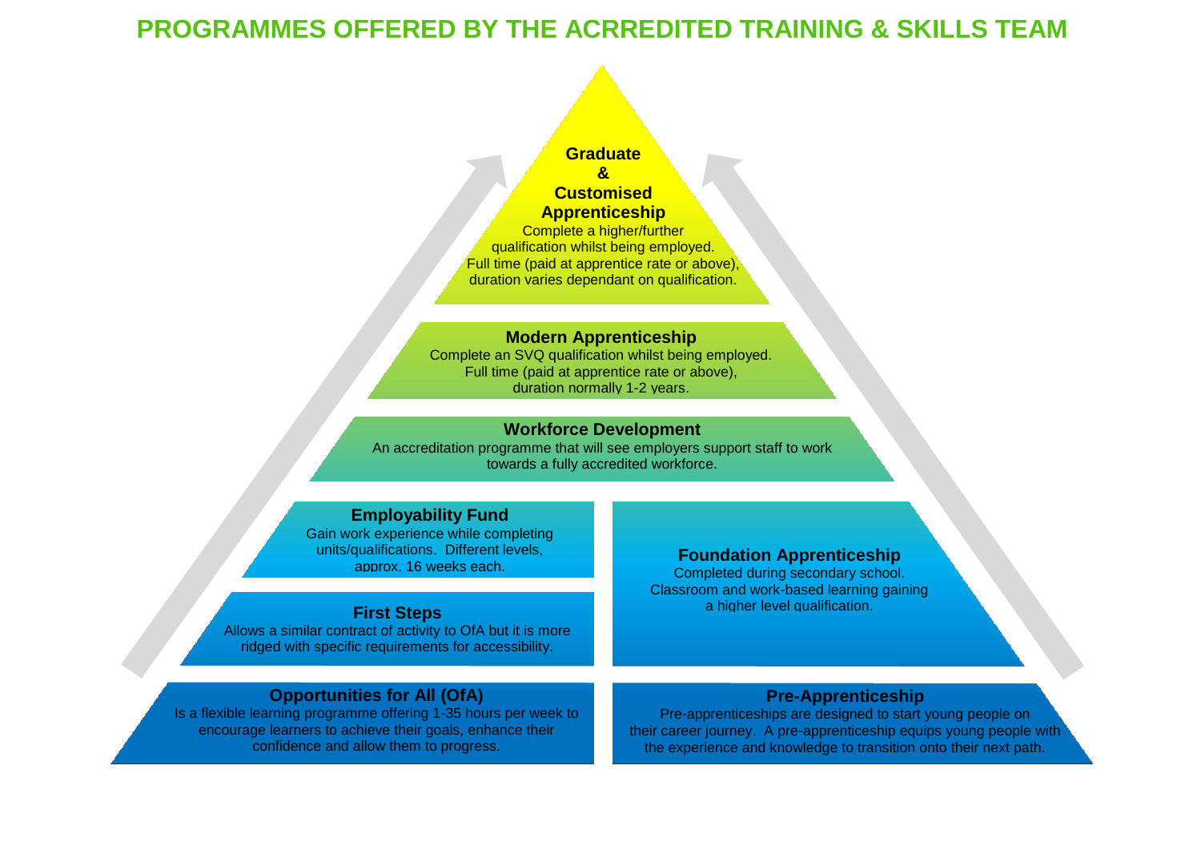# PROGRAMMES OFFERED BY THE ACRREDITED TRAINING & SKILLS TEAM

**Graduate & Customised Apprenticeship**

Complete a higher/further qualification whilst being employed. Full time (paid at apprentice rate or above), duration varies dependant on qualification.

**Modern Apprenticeship**

Complete an SVQ qualification whilst being employed. Full time (paid at apprentice rate or above), duration normally 1-2 years.

**Workforce Development**

An accreditation programme that will see employers support staff to work towards a fully accredited workforce.

**Employability Fund**

Gain work experience while completing units/qualifications. Different levels, approx. 16 weeks each.

**Foundation Apprenticeship**

Completed during secondary school. Classroom and work-based learning gaining a higher level qualification.

**First Steps**

Allows a similar contract of activity to OfA but it is more ridged with specific requirements for accessibility.

**Opportunities for All (OfA)**

Is a flexible learning programme offering 1-35 hours per week to encourage learners to achieve their goals, enhance their confidence and allow them to progress.

**Pre-Apprenticeship**

Pre-apprenticeships are designed to start young people on their career journey. A pre-apprenticeship equips young people with the experience and knowledge to transition onto their next path.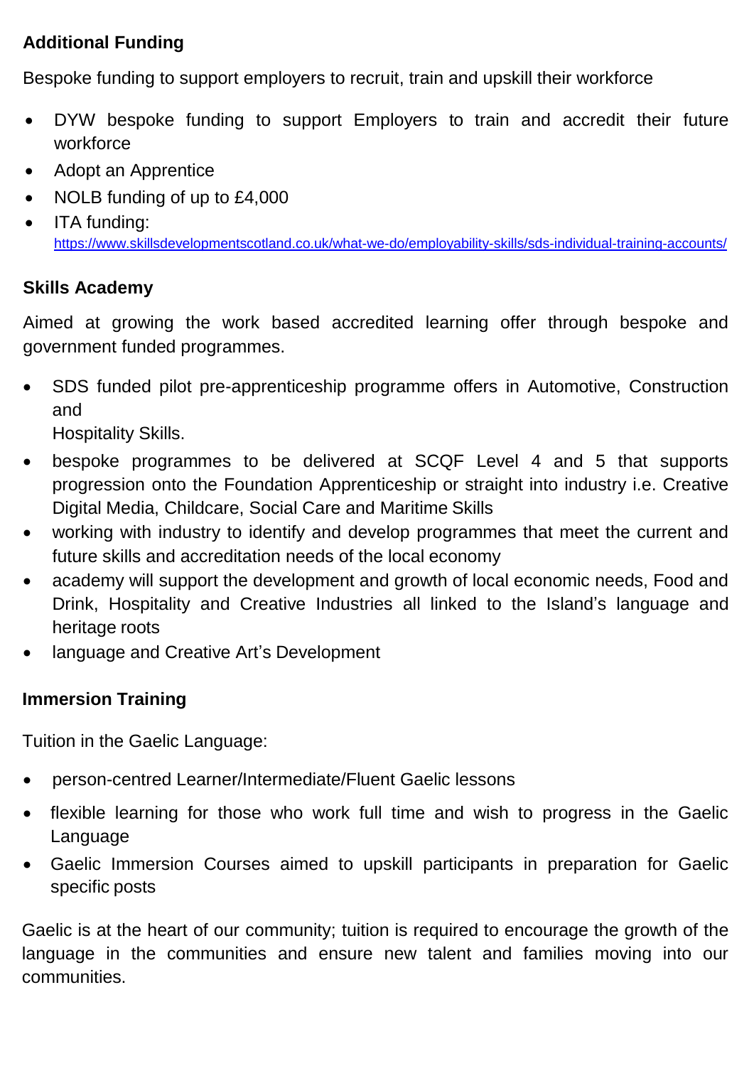**Additional Funding**

Bespoke funding to support employers to recruit, train and upskill their workforce

- DYW bespoke funding to support Employers to train and accredit their future workforce
- Adopt an Apprentice
- NOLB funding of up to £4,000
- ITA funding: https://www.skillsdevelopmentscotland.co.uk/what-we-do/employability-skills/sds-individual-training-accounts/

**Skills Academy**

Aimed at growing the work based accredited learning offer through bespoke and government funded programmes.

- SDS funded pilot pre-apprenticeship programme offers in Automotive, Construction and Hospitality Skills.
- bespoke programmes to be delivered at SCQF Level 4 and 5 that supports progression onto the Foundation Apprenticeship or straight into industry i.e. Creative Digital Media, Childcare, Social Care and Maritime Skills
- working with industry to identify and develop programmes that meet the current and future skills and accreditation needs of the local economy
- academy will support the development and growth of local economic needs, Food and Drink, Hospitality and Creative Industries all linked to the Island's language and heritage roots
- language and Creative Art's Development

**Immersion Training**

Tuition in the Gaelic Language:

- person-centred Learner/Intermediate/Fluent Gaelic lessons
- flexible learning for those who work full time and wish to progress in the Gaelic Language
- Gaelic Immersion Courses aimed to upskill participants in preparation for Gaelic specific posts

Gaelic is at the heart of our community; tuition is required to encourage the growth of the language in the communities and ensure new talent and families moving into our communities.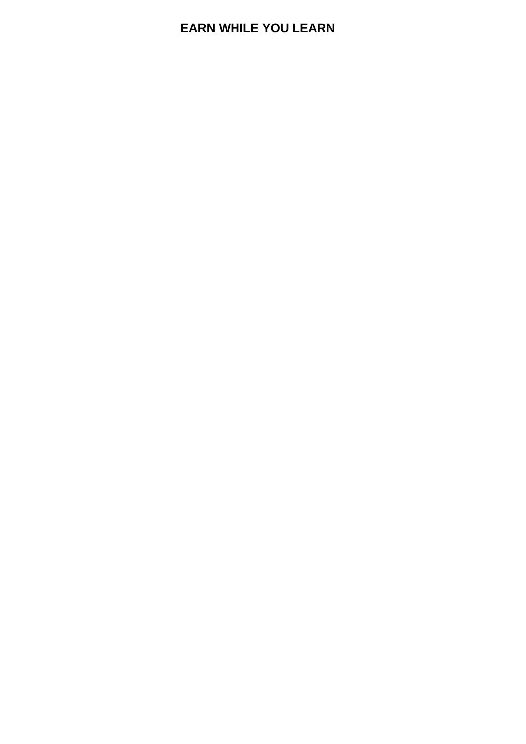**EARN WHILE YOU LEARN**